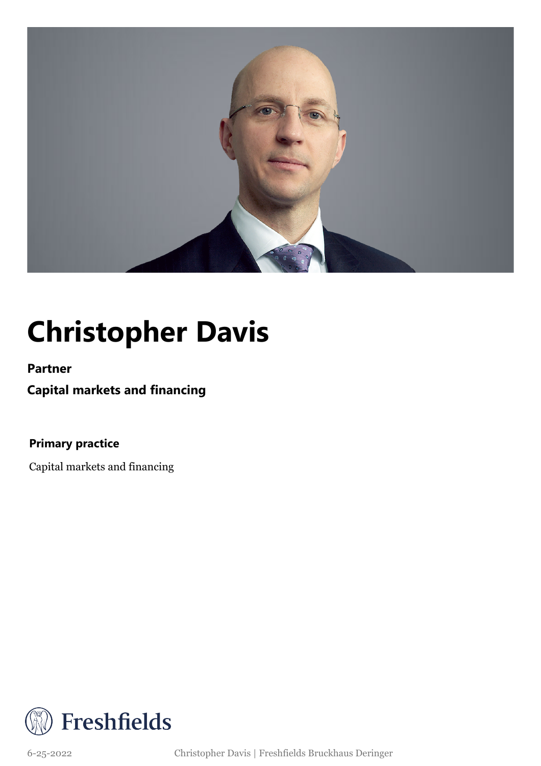# Christopher Davis

**Partner**

**Capital markets and financing**

**Primary practice**

Capital markets and financing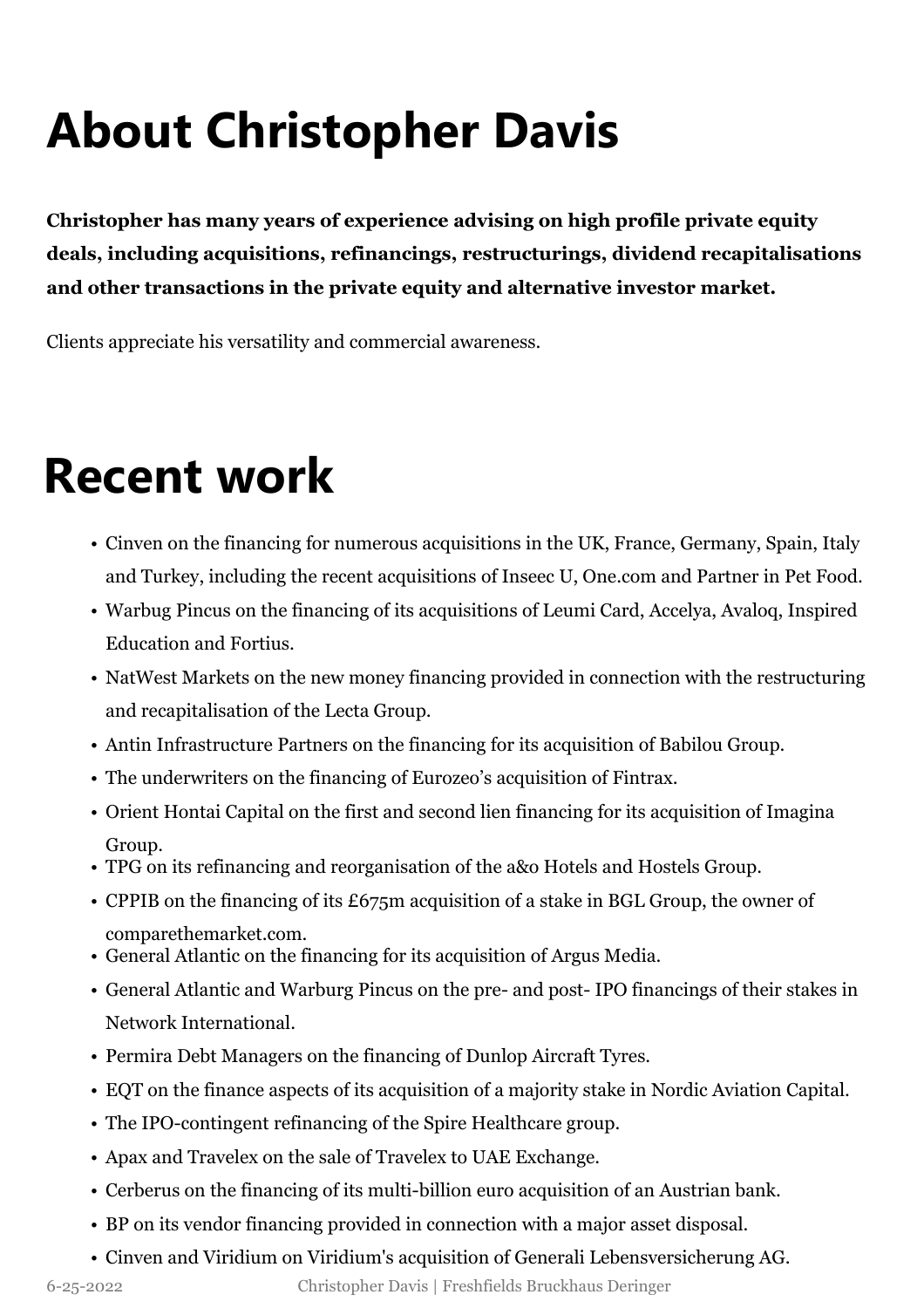# About Christopher Davis

**Christopher has many years of experience advising on high profile private equity deals, including acquisitions, refinancings, restructurings, dividend recapitalisations and other transactions in the private equity and alternative investor market.**

Clients appreciate his versatility and commercial awareness.

# Recent work

- Cinven on the financing for numerous acquisitions in the UK, France, Germany, Spain, Italy and Turkey, including the recent acquisitions of Inseec U, One.com and Partner in Pet Food.
- Warbug Pincus on the financing of its acquisitions of Leumi Card, Accelya, Avaloq, Inspired Education and Fortius.
- NatWest Markets on the new money financing provided in connection with the restructuring and recapitalisation of the Lecta Group.
- Antin Infrastructure Partners on the financing for its acquisition of Babilou Group.
- The underwriters on the financing of Eurozeo's acquisition of Fintrax.
- Orient Hontai Capital on the first and second lien financing for its acquisition of Imagina Group.
- TPG on its refinancing and reorganisation of the a&o Hotels and Hostels Group.
- CPPIB on the financing of its £675m acquisition of a stake in BGL Group, the owner of comparethemarket.com.
- General Atlantic on the financing for its acquisition of Argus Media.
- General Atlantic and Warburg Pincus on the pre- and post- IPO financings of their stakes in Network International.
- Permira Debt Managers on the financing of Dunlop Aircraft Tyres.
- EQT on the finance aspects of its acquisition of a majority stake in Nordic Aviation Capital.
- The IPO-contingent refinancing of the Spire Healthcare group.
- Apax and Travelex on the sale of Travelex to UAE Exchange.
- Cerberus on the financing of its multi-billion euro acquisition of an Austrian bank.
- BP on its vendor financing provided in connection with a major asset disposal.
- Cinven and Viridium on Viridium's acquisition of Generali Lebensversicherung AG.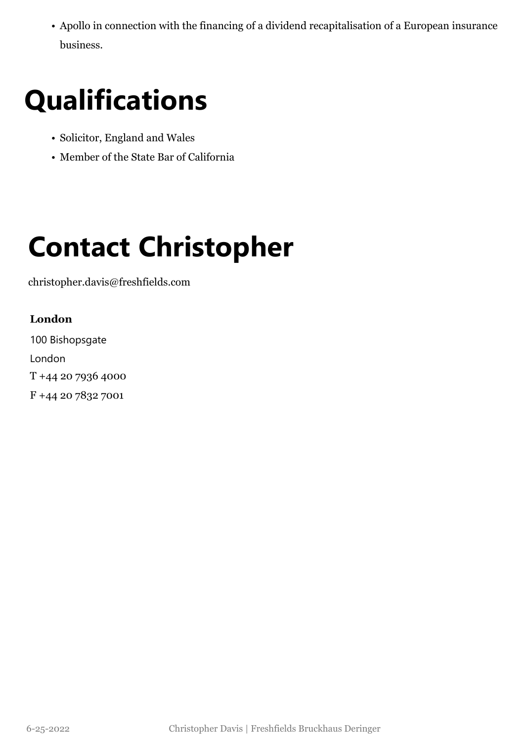- Apollo in connection with the financing of a dividend recapitalisation of a European insurance business.

# Qualifications

- Solicitor, England and Wales
- Member of the State Bar of California

# Contact Christopher

christopher.davis@freshfields.com

**London**

100 Bishopsgate

London

T +44 20 7936 4000

F +44 20 7832 7001